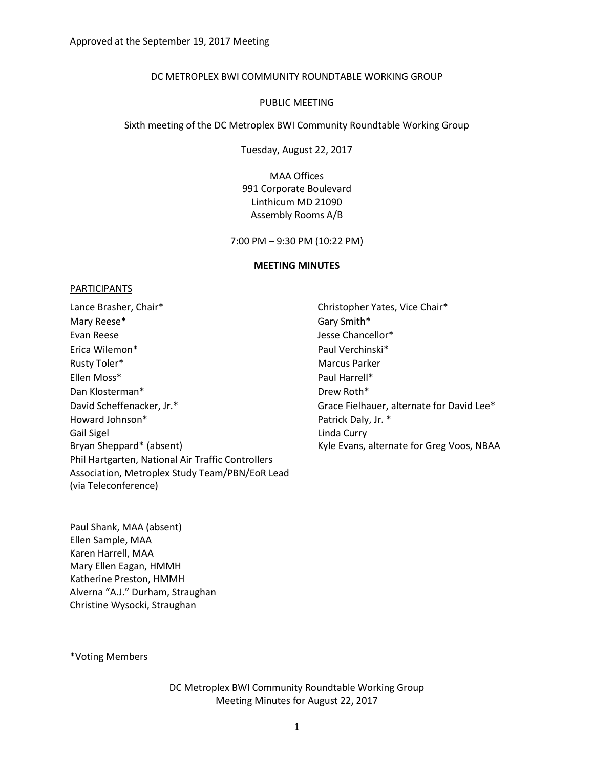Approved at the September 19, 2017 Meeting

DC METROPLEX BWI COMMUNITY ROUNDTABLE WORKING GROUP

PUBLIC MEETING

Sixth meeting of the DC Metroplex BWI Community Roundtable Working Group

Tuesday, August 22, 2017

MAA Offices
991 Corporate Boulevard
Linthicum MD 21090
Assembly Rooms A/B

7:00 PM – 9:30 PM (10:22 PM)

**MEETING MINUTES**

PARTICIPANTS

Lance Brasher, Chair*
Mary Reese*
Evan Reese
Erica Wilemon*
Rusty Toler*
Ellen Moss*
Dan Klosterman*
David Scheffenacker, Jr.*
Howard Johnson*
Gail Sigel
Bryan Sheppard* (absent)
Phil Hartgarten, National Air Traffic Controllers Association, Metroplex Study Team/PBN/EoR Lead (via Teleconference)

Christopher Yates, Vice Chair*
Gary Smith*
Jesse Chancellor*
Paul Verchinski*
Marcus Parker
Paul Harrell*
Drew Roth*
Grace Fielhauer, alternate for David Lee*
Patrick Daly, Jr. *
Linda Curry
Kyle Evans, alternate for Greg Voos, NBAA

Paul Shank, MAA (absent)
Ellen Sample, MAA
Karen Harrell, MAA
Mary Ellen Eagan, HMMH
Katherine Preston, HMMH
Alverna "A.J." Durham, Straughan
Christine Wysocki, Straughan

*Voting Members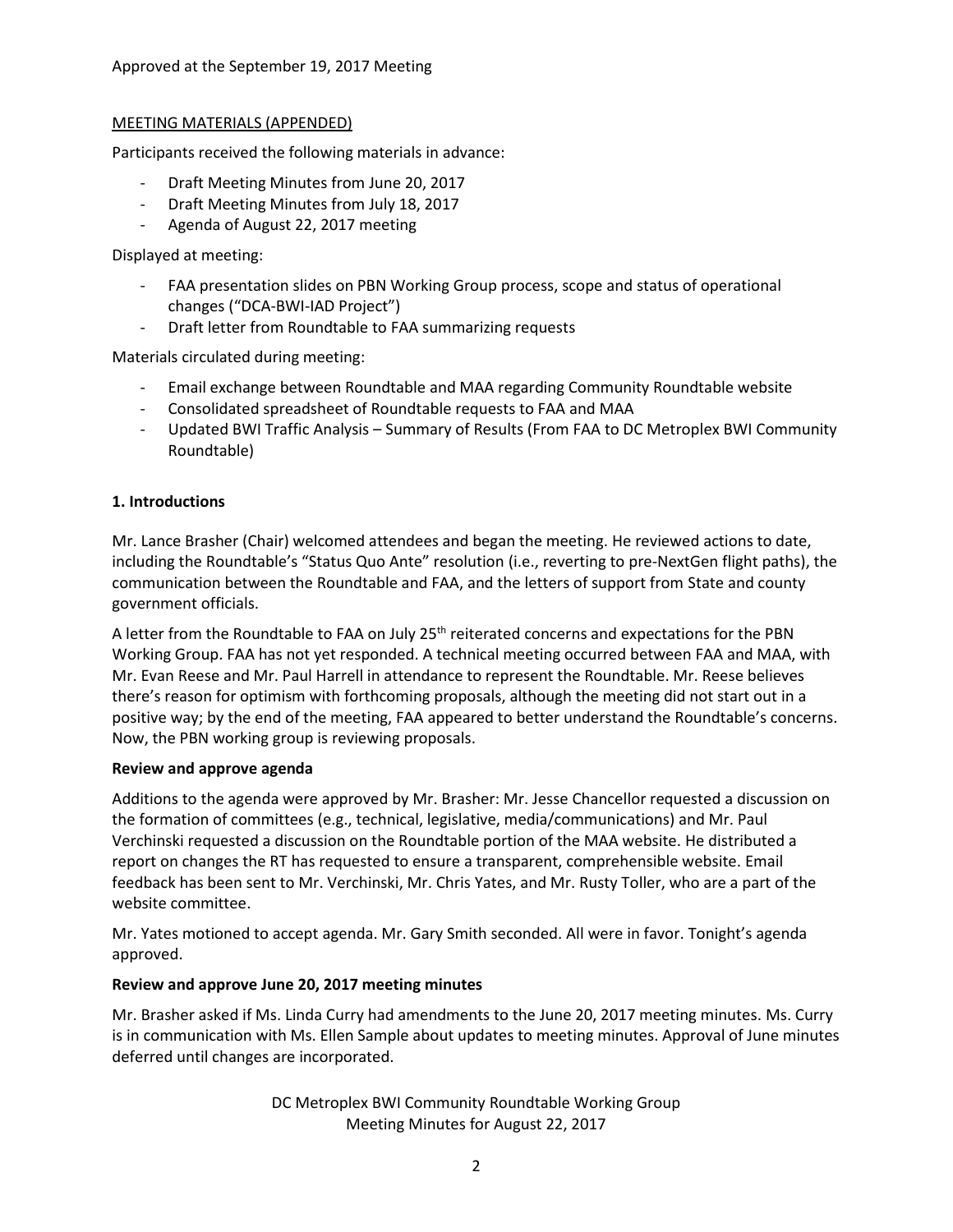Approved at the September 19, 2017 Meeting

MEETING MATERIALS (APPENDED)

Participants received the following materials in advance:

- Draft Meeting Minutes from June 20, 2017
- Draft Meeting Minutes from July 18, 2017
- Agenda of August 22, 2017 meeting

Displayed at meeting:

- FAA presentation slides on PBN Working Group process, scope and status of operational changes ("DCA-BWI-IAD Project")
- Draft letter from Roundtable to FAA summarizing requests

Materials circulated during meeting:

- Email exchange between Roundtable and MAA regarding Community Roundtable website
- Consolidated spreadsheet of Roundtable requests to FAA and MAA
- Updated BWI Traffic Analysis – Summary of Results (From FAA to DC Metroplex BWI Community Roundtable)

**1. Introductions**

Mr. Lance Brasher (Chair) welcomed attendees and began the meeting. He reviewed actions to date, including the Roundtable's "Status Quo Ante" resolution (i.e., reverting to pre-NextGen flight paths), the communication between the Roundtable and FAA, and the letters of support from State and county government officials.

A letter from the Roundtable to FAA on July 25th reiterated concerns and expectations for the PBN Working Group. FAA has not yet responded. A technical meeting occurred between FAA and MAA, with Mr. Evan Reese and Mr. Paul Harrell in attendance to represent the Roundtable. Mr. Reese believes there's reason for optimism with forthcoming proposals, although the meeting did not start out in a positive way; by the end of the meeting, FAA appeared to better understand the Roundtable's concerns. Now, the PBN working group is reviewing proposals.

**Review and approve agenda**

Additions to the agenda were approved by Mr. Brasher: Mr. Jesse Chancellor requested a discussion on the formation of committees (e.g., technical, legislative, media/communications) and Mr. Paul Verchinski requested a discussion on the Roundtable portion of the MAA website. He distributed a report on changes the RT has requested to ensure a transparent, comprehensible website. Email feedback has been sent to Mr. Verchinski, Mr. Chris Yates, and Mr. Rusty Toller, who are a part of the website committee.

Mr. Yates motioned to accept agenda. Mr. Gary Smith seconded. All were in favor. Tonight's agenda approved.

**Review and approve June 20, 2017 meeting minutes**

Mr. Brasher asked if Ms. Linda Curry had amendments to the June 20, 2017 meeting minutes. Ms. Curry is in communication with Ms. Ellen Sample about updates to meeting minutes. Approval of June minutes deferred until changes are incorporated.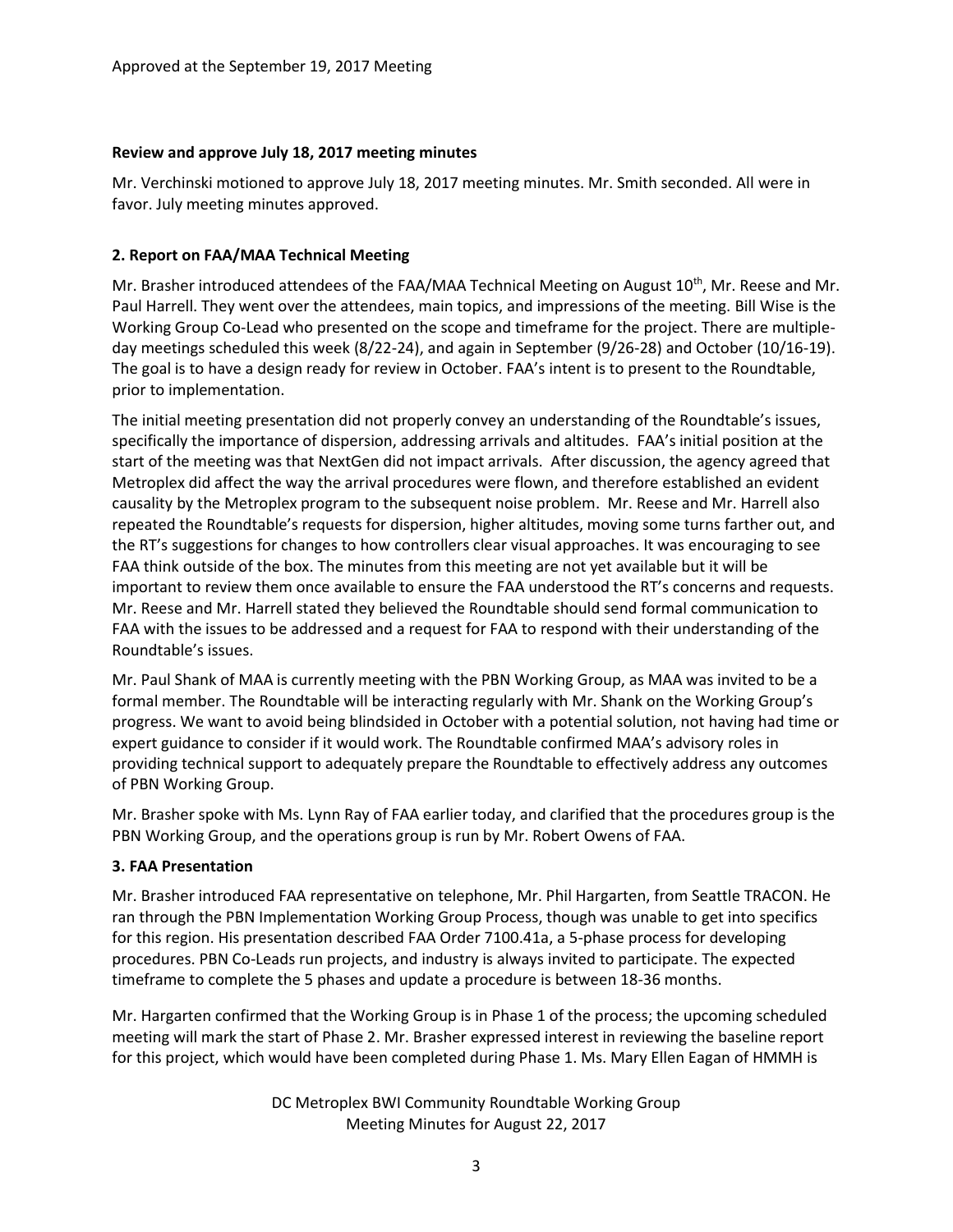**Review and approve July 18, 2017 meeting minutes**

Mr. Verchinski motioned to approve July 18, 2017 meeting minutes. Mr. Smith seconded. All were in favor. July meeting minutes approved.

**2. Report on FAA/MAA Technical Meeting**

Mr. Brasher introduced attendees of the FAA/MAA Technical Meeting on August 10th, Mr. Reese and Mr. Paul Harrell. They went over the attendees, main topics, and impressions of the meeting. Bill Wise is the Working Group Co-Lead who presented on the scope and timeframe for the project. There are multiple-day meetings scheduled this week (8/22-24), and again in September (9/26-28) and October (10/16-19). The goal is to have a design ready for review in October. FAA's intent is to present to the Roundtable, prior to implementation.

The initial meeting presentation did not properly convey an understanding of the Roundtable's issues, specifically the importance of dispersion, addressing arrivals and altitudes. FAA's initial position at the start of the meeting was that NextGen did not impact arrivals. After discussion, the agency agreed that Metroplex did affect the way the arrival procedures were flown, and therefore established an evident causality by the Metroplex program to the subsequent noise problem. Mr. Reese and Mr. Harrell also repeated the Roundtable's requests for dispersion, higher altitudes, moving some turns farther out, and the RT's suggestions for changes to how controllers clear visual approaches. It was encouraging to see FAA think outside of the box. The minutes from this meeting are not yet available but it will be important to review them once available to ensure the FAA understood the RT's concerns and requests. Mr. Reese and Mr. Harrell stated they believed the Roundtable should send formal communication to FAA with the issues to be addressed and a request for FAA to respond with their understanding of the Roundtable's issues.

Mr. Paul Shank of MAA is currently meeting with the PBN Working Group, as MAA was invited to be a formal member. The Roundtable will be interacting regularly with Mr. Shank on the Working Group's progress. We want to avoid being blindsided in October with a potential solution, not having had time or expert guidance to consider if it would work. The Roundtable confirmed MAA's advisory roles in providing technical support to adequately prepare the Roundtable to effectively address any outcomes of PBN Working Group.

Mr. Brasher spoke with Ms. Lynn Ray of FAA earlier today, and clarified that the procedures group is the PBN Working Group, and the operations group is run by Mr. Robert Owens of FAA.

**3. FAA Presentation**

Mr. Brasher introduced FAA representative on telephone, Mr. Phil Hargarten, from Seattle TRACON. He ran through the PBN Implementation Working Group Process, though was unable to get into specifics for this region. His presentation described FAA Order 7100.41a, a 5-phase process for developing procedures. PBN Co-Leads run projects, and industry is always invited to participate. The expected timeframe to complete the 5 phases and update a procedure is between 18-36 months.

Mr. Hargarten confirmed that the Working Group is in Phase 1 of the process; the upcoming scheduled meeting will mark the start of Phase 2. Mr. Brasher expressed interest in reviewing the baseline report for this project, which would have been completed during Phase 1. Ms. Mary Ellen Eagan of HMMH is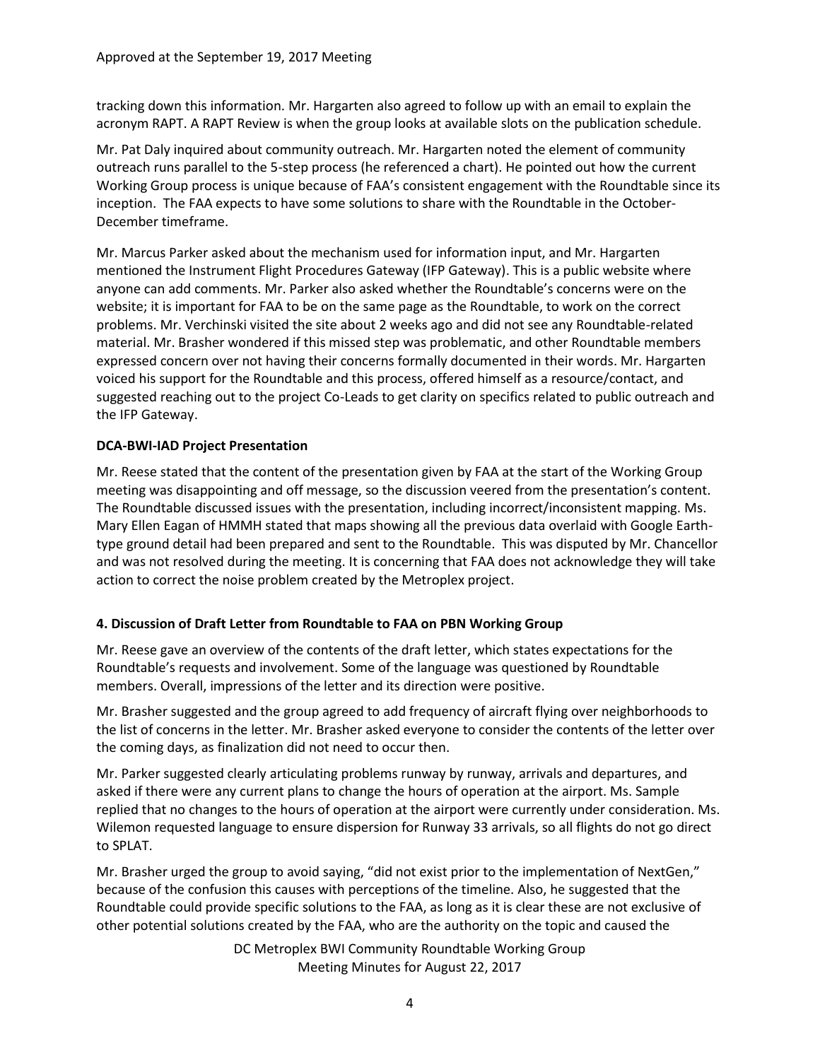tracking down this information. Mr. Hargarten also agreed to follow up with an email to explain the acronym RAPT. A RAPT Review is when the group looks at available slots on the publication schedule.

Mr. Pat Daly inquired about community outreach. Mr. Hargarten noted the element of community outreach runs parallel to the 5-step process (he referenced a chart). He pointed out how the current Working Group process is unique because of FAA's consistent engagement with the Roundtable since its inception. The FAA expects to have some solutions to share with the Roundtable in the October-December timeframe.

Mr. Marcus Parker asked about the mechanism used for information input, and Mr. Hargarten mentioned the Instrument Flight Procedures Gateway (IFP Gateway). This is a public website where anyone can add comments. Mr. Parker also asked whether the Roundtable's concerns were on the website; it is important for FAA to be on the same page as the Roundtable, to work on the correct problems. Mr. Verchinski visited the site about 2 weeks ago and did not see any Roundtable-related material. Mr. Brasher wondered if this missed step was problematic, and other Roundtable members expressed concern over not having their concerns formally documented in their words. Mr. Hargarten voiced his support for the Roundtable and this process, offered himself as a resource/contact, and suggested reaching out to the project Co-Leads to get clarity on specifics related to public outreach and the IFP Gateway.

**DCA-BWI-IAD Project Presentation**

Mr. Reese stated that the content of the presentation given by FAA at the start of the Working Group meeting was disappointing and off message, so the discussion veered from the presentation's content. The Roundtable discussed issues with the presentation, including incorrect/inconsistent mapping. Ms. Mary Ellen Eagan of HMMH stated that maps showing all the previous data overlaid with Google Earth-type ground detail had been prepared and sent to the Roundtable. This was disputed by Mr. Chancellor and was not resolved during the meeting. It is concerning that FAA does not acknowledge they will take action to correct the noise problem created by the Metroplex project.

**4. Discussion of Draft Letter from Roundtable to FAA on PBN Working Group**

Mr. Reese gave an overview of the contents of the draft letter, which states expectations for the Roundtable's requests and involvement. Some of the language was questioned by Roundtable members. Overall, impressions of the letter and its direction were positive.

Mr. Brasher suggested and the group agreed to add frequency of aircraft flying over neighborhoods to the list of concerns in the letter. Mr. Brasher asked everyone to consider the contents of the letter over the coming days, as finalization did not need to occur then.

Mr. Parker suggested clearly articulating problems runway by runway, arrivals and departures, and asked if there were any current plans to change the hours of operation at the airport. Ms. Sample replied that no changes to the hours of operation at the airport were currently under consideration. Ms. Wilemon requested language to ensure dispersion for Runway 33 arrivals, so all flights do not go direct to SPLAT.

Mr. Brasher urged the group to avoid saying, "did not exist prior to the implementation of NextGen," because of the confusion this causes with perceptions of the timeline. Also, he suggested that the Roundtable could provide specific solutions to the FAA, as long as it is clear these are not exclusive of other potential solutions created by the FAA, who are the authority on the topic and caused the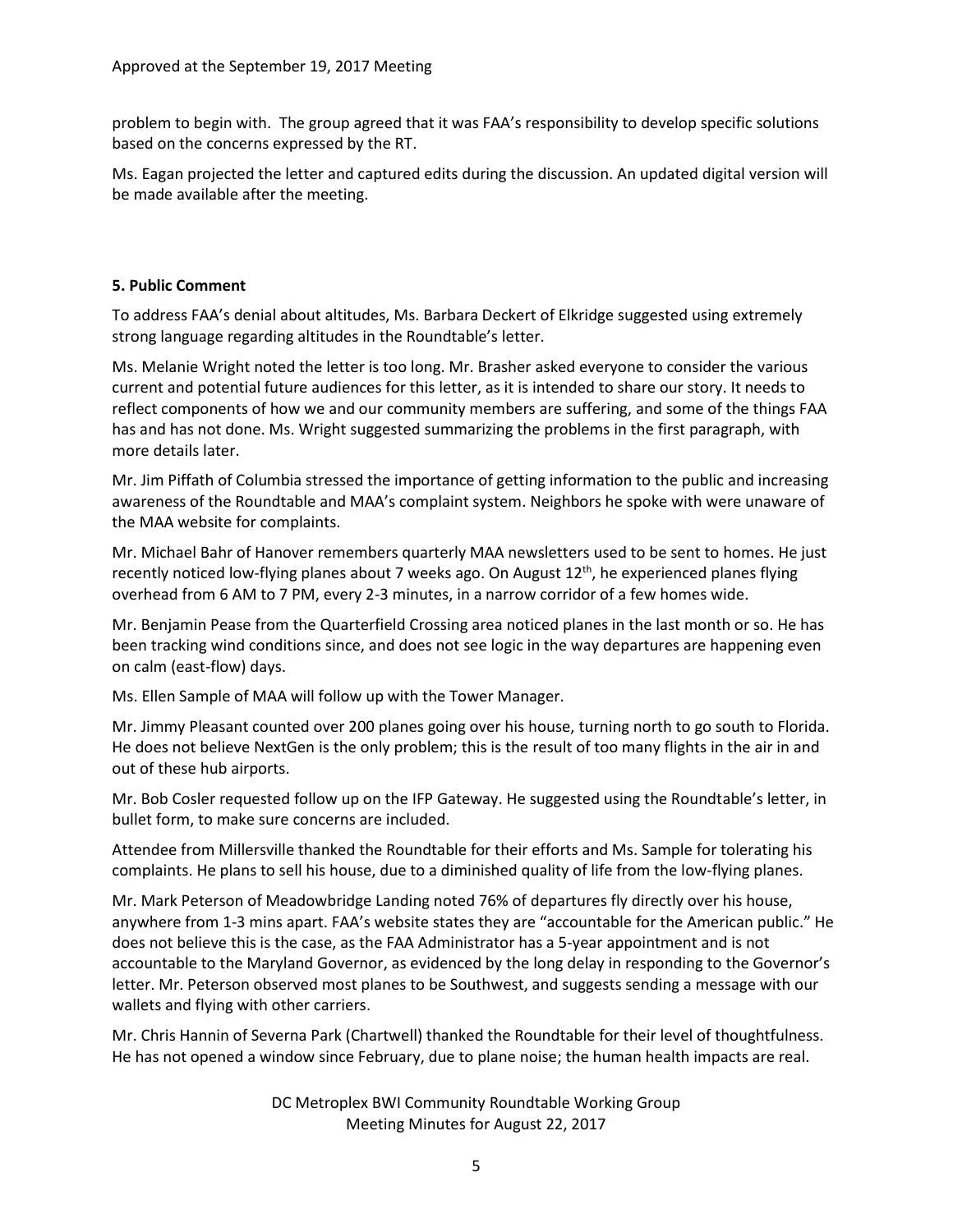problem to begin with. The group agreed that it was FAA's responsibility to develop specific solutions based on the concerns expressed by the RT.

Ms. Eagan projected the letter and captured edits during the discussion. An updated digital version will be made available after the meeting.

**5. Public Comment**

To address FAA's denial about altitudes, Ms. Barbara Deckert of Elkridge suggested using extremely strong language regarding altitudes in the Roundtable's letter.

Ms. Melanie Wright noted the letter is too long. Mr. Brasher asked everyone to consider the various current and potential future audiences for this letter, as it is intended to share our story. It needs to reflect components of how we and our community members are suffering, and some of the things FAA has and has not done. Ms. Wright suggested summarizing the problems in the first paragraph, with more details later.

Mr. Jim Piffath of Columbia stressed the importance of getting information to the public and increasing awareness of the Roundtable and MAA's complaint system. Neighbors he spoke with were unaware of the MAA website for complaints.

Mr. Michael Bahr of Hanover remembers quarterly MAA newsletters used to be sent to homes. He just recently noticed low-flying planes about 7 weeks ago. On August 12th, he experienced planes flying overhead from 6 AM to 7 PM, every 2-3 minutes, in a narrow corridor of a few homes wide.

Mr. Benjamin Pease from the Quarterfield Crossing area noticed planes in the last month or so. He has been tracking wind conditions since, and does not see logic in the way departures are happening even on calm (east-flow) days.

Ms. Ellen Sample of MAA will follow up with the Tower Manager.

Mr. Jimmy Pleasant counted over 200 planes going over his house, turning north to go south to Florida. He does not believe NextGen is the only problem; this is the result of too many flights in the air in and out of these hub airports.

Mr. Bob Cosler requested follow up on the IFP Gateway. He suggested using the Roundtable's letter, in bullet form, to make sure concerns are included.

Attendee from Millersville thanked the Roundtable for their efforts and Ms. Sample for tolerating his complaints. He plans to sell his house, due to a diminished quality of life from the low-flying planes.

Mr. Mark Peterson of Meadowbridge Landing noted 76% of departures fly directly over his house, anywhere from 1-3 mins apart. FAA's website states they are "accountable for the American public." He does not believe this is the case, as the FAA Administrator has a 5-year appointment and is not accountable to the Maryland Governor, as evidenced by the long delay in responding to the Governor's letter. Mr. Peterson observed most planes to be Southwest, and suggests sending a message with our wallets and flying with other carriers.

Mr. Chris Hannin of Severna Park (Chartwell) thanked the Roundtable for their level of thoughtfulness. He has not opened a window since February, due to plane noise; the human health impacts are real.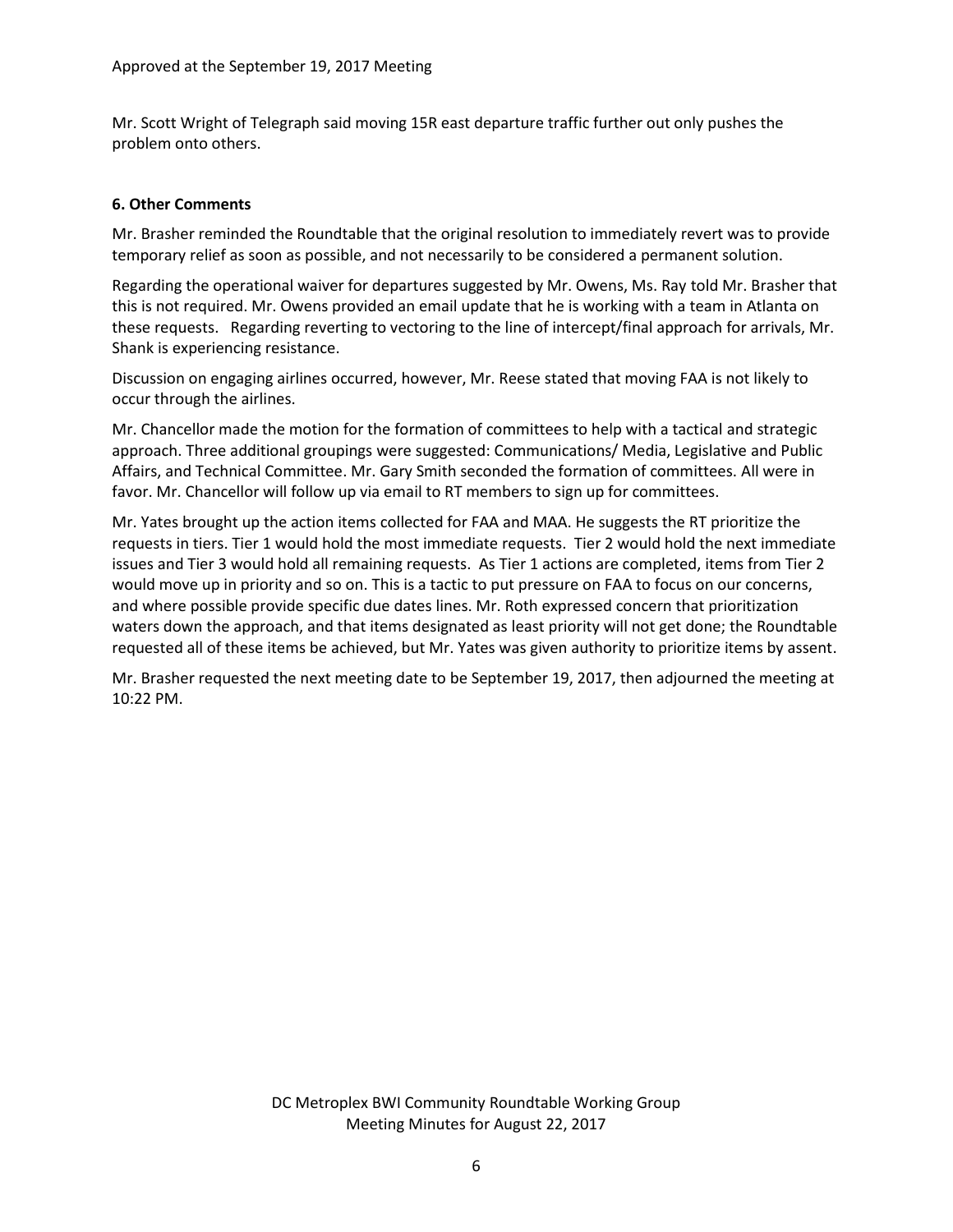Mr. Scott Wright of Telegraph said moving 15R east departure traffic further out only pushes the problem onto others.

**6. Other Comments**

Mr. Brasher reminded the Roundtable that the original resolution to immediately revert was to provide temporary relief as soon as possible, and not necessarily to be considered a permanent solution.

Regarding the operational waiver for departures suggested by Mr. Owens, Ms. Ray told Mr. Brasher that this is not required. Mr. Owens provided an email update that he is working with a team in Atlanta on these requests. Regarding reverting to vectoring to the line of intercept/final approach for arrivals, Mr. Shank is experiencing resistance.

Discussion on engaging airlines occurred, however, Mr. Reese stated that moving FAA is not likely to occur through the airlines.

Mr. Chancellor made the motion for the formation of committees to help with a tactical and strategic approach. Three additional groupings were suggested: Communications/ Media, Legislative and Public Affairs, and Technical Committee. Mr. Gary Smith seconded the formation of committees. All were in favor. Mr. Chancellor will follow up via email to RT members to sign up for committees.

Mr. Yates brought up the action items collected for FAA and MAA. He suggests the RT prioritize the requests in tiers. Tier 1 would hold the most immediate requests. Tier 2 would hold the next immediate issues and Tier 3 would hold all remaining requests. As Tier 1 actions are completed, items from Tier 2 would move up in priority and so on. This is a tactic to put pressure on FAA to focus on our concerns, and where possible provide specific due dates lines. Mr. Roth expressed concern that prioritization waters down the approach, and that items designated as least priority will not get done; the Roundtable requested all of these items be achieved, but Mr. Yates was given authority to prioritize items by assent.

Mr. Brasher requested the next meeting date to be September 19, 2017, then adjourned the meeting at 10:22 PM.